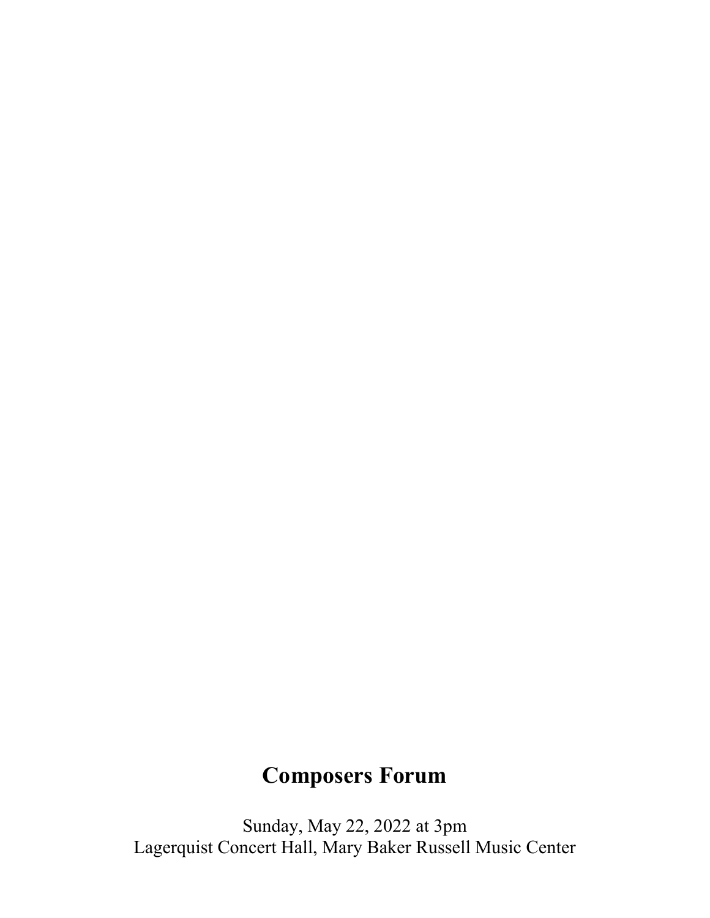# Composers Forum

Sunday, May 22, 2022 at 3pm
Lagerquist Concert Hall, Mary Baker Russell Music Center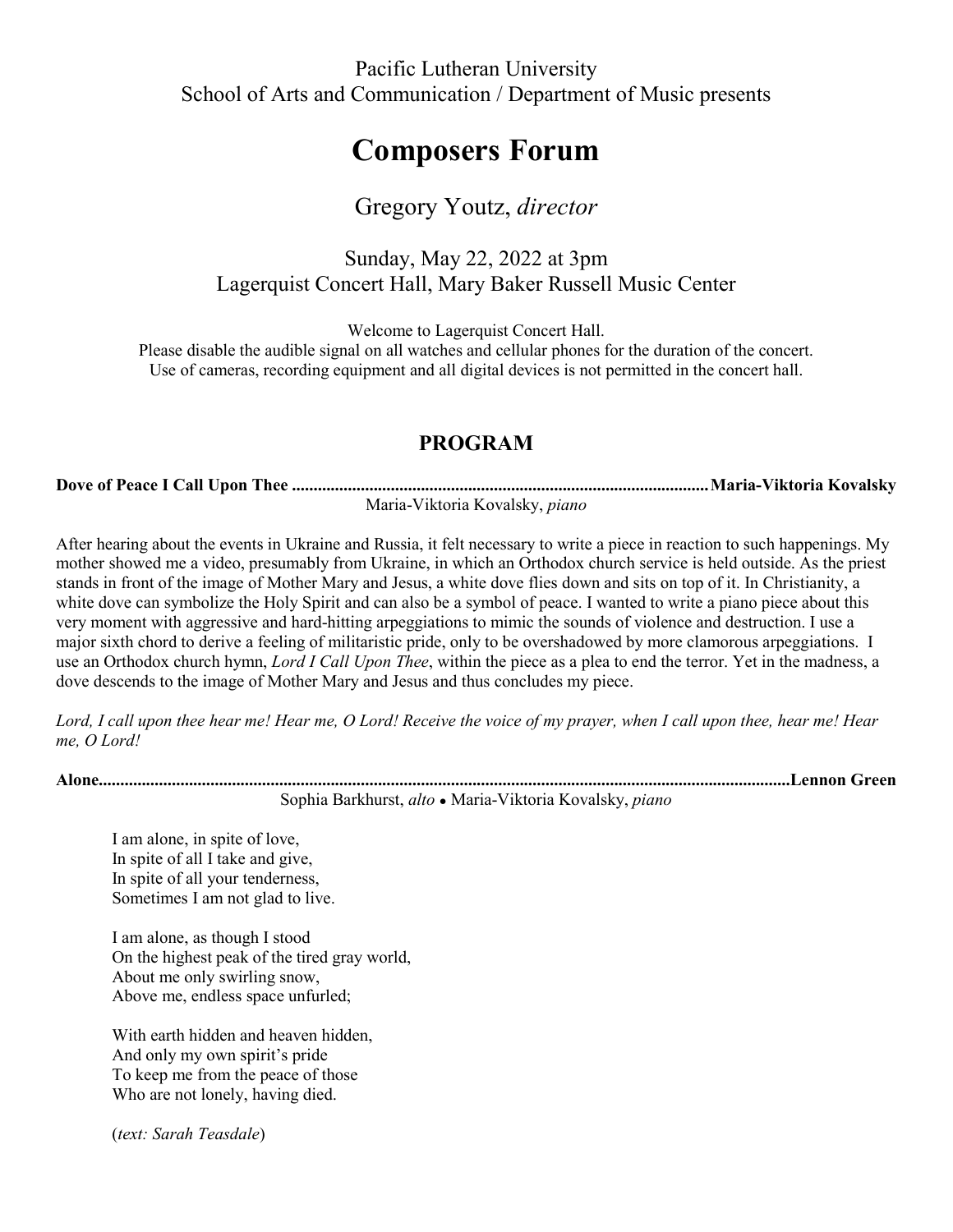Pacific Lutheran University
School of Arts and Communication / Department of Music presents

# Composers Forum

## Gregory Youtz, *director*

Sunday, May 22, 2022 at 3pm
Lagerquist Concert Hall, Mary Baker Russell Music Center

Welcome to Lagerquist Concert Hall.
Please disable the audible signal on all watches and cellular phones for the duration of the concert.
Use of cameras, recording equipment and all digital devices is not permitted in the concert hall.

## PROGRAM

**Dove of Peace I Call Upon Thee ................................................ Maria-Viktoria Kovalsky**

Maria-Viktoria Kovalsky, *piano*

After hearing about the events in Ukraine and Russia, it felt necessary to write a piece in reaction to such happenings. My mother showed me a video, presumably from Ukraine, in which an Orthodox church service is held outside. As the priest stands in front of the image of Mother Mary and Jesus, a white dove flies down and sits on top of it. In Christianity, a white dove can symbolize the Holy Spirit and can also be a symbol of peace. I wanted to write a piano piece about this very moment with aggressive and hard-hitting arpeggiations to mimic the sounds of violence and destruction. I use a major sixth chord to derive a feeling of militaristic pride, only to be overshadowed by more clamorous arpeggiations. I use an Orthodox church hymn, *Lord I Call Upon Thee*, within the piece as a plea to end the terror. Yet in the madness, a dove descends to the image of Mother Mary and Jesus and thus concludes my piece.

*Lord, I call upon thee hear me! Hear me, O Lord! Receive the voice of my prayer, when I call upon thee, hear me! Hear me, O Lord!*

**Alone................................................................................ Lennon Green**

Sophia Barkhurst, *alto* • Maria-Viktoria Kovalsky, *piano*

I am alone, in spite of love,
In spite of all I take and give,
In spite of all your tenderness,
Sometimes I am not glad to live.

I am alone, as though I stood
On the highest peak of the tired gray world,
About me only swirling snow,
Above me, endless space unfurled;

With earth hidden and heaven hidden,
And only my own spirit's pride
To keep me from the peace of those
Who are not lonely, having died.

(*text: Sarah Teasdale*)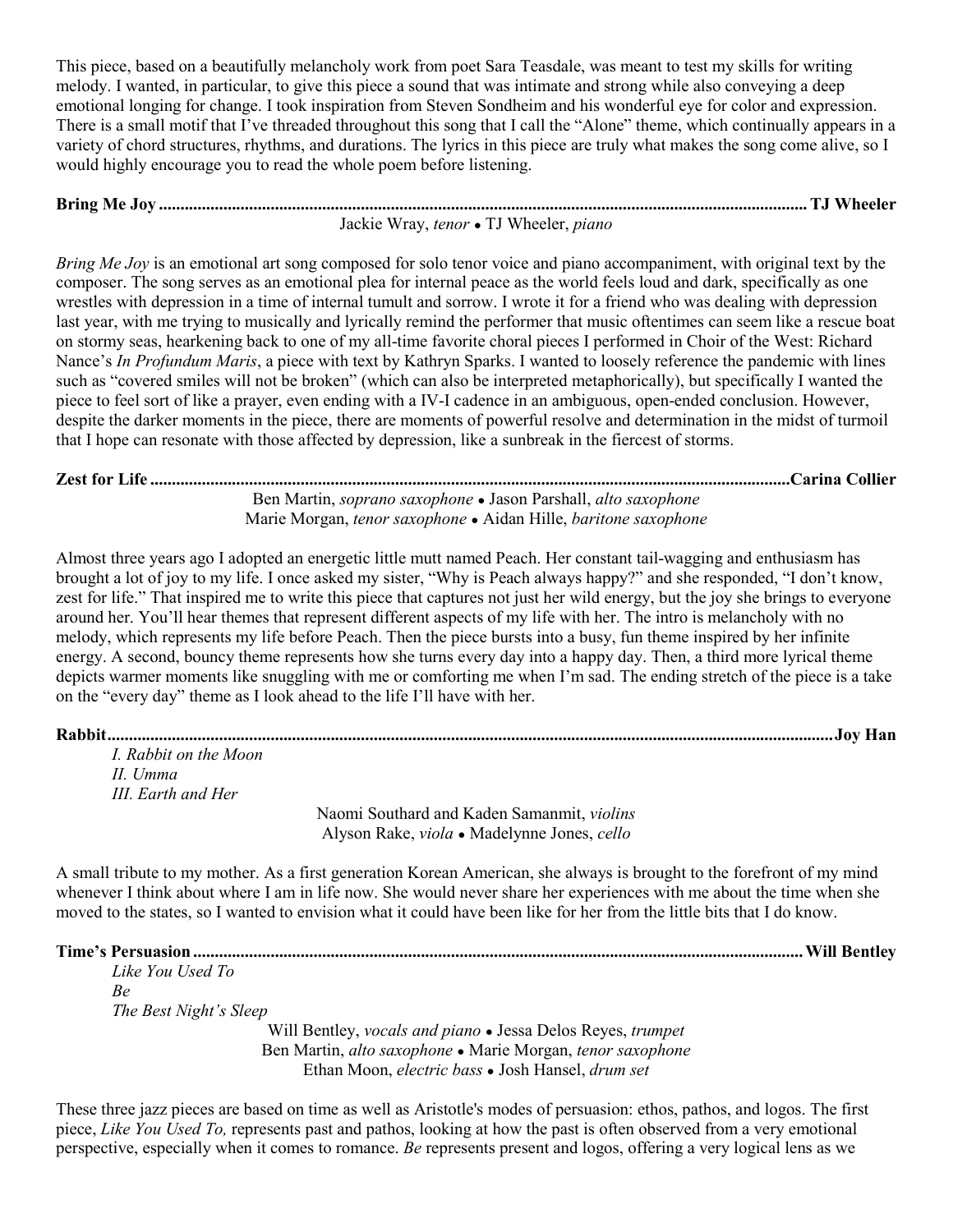This piece, based on a beautifully melancholy work from poet Sara Teasdale, was meant to test my skills for writing melody. I wanted, in particular, to give this piece a sound that was intimate and strong while also conveying a deep emotional longing for change. I took inspiration from Steven Sondheim and his wonderful eye for color and expression. There is a small motif that I've threaded throughout this song that I call the "Alone" theme, which continually appears in a variety of chord structures, rhythms, and durations. The lyrics in this piece are truly what makes the song come alive, so I would highly encourage you to read the whole poem before listening.

**Bring Me Joy** ........................................................................ **TJ Wheeler**

Jackie Wray, *tenor* • TJ Wheeler, *piano*

*Bring Me Joy* is an emotional art song composed for solo tenor voice and piano accompaniment, with original text by the composer. The song serves as an emotional plea for internal peace as the world feels loud and dark, specifically as one wrestles with depression in a time of internal tumult and sorrow. I wrote it for a friend who was dealing with depression last year, with me trying to musically and lyrically remind the performer that music oftentimes can seem like a rescue boat on stormy seas, hearkening back to one of my all-time favorite choral pieces I performed in Choir of the West: Richard Nance's *In Profundum Maris*, a piece with text by Kathryn Sparks. I wanted to loosely reference the pandemic with lines such as "covered smiles will not be broken" (which can also be interpreted metaphorically), but specifically I wanted the piece to feel sort of like a prayer, even ending with a IV-I cadence in an ambiguous, open-ended conclusion. However, despite the darker moments in the piece, there are moments of powerful resolve and determination in the midst of turmoil that I hope can resonate with those affected by depression, like a sunbreak in the fiercest of storms.

**Zest for Life** ........................................................................ **Carina Collier**

Ben Martin, *soprano saxophone* • Jason Parshall, *alto saxophone*
Marie Morgan, *tenor saxophone* • Aidan Hille, *baritone saxophone*

Almost three years ago I adopted an energetic little mutt named Peach. Her constant tail-wagging and enthusiasm has brought a lot of joy to my life. I once asked my sister, "Why is Peach always happy?" and she responded, "I don't know, zest for life." That inspired me to write this piece that captures not just her wild energy, but the joy she brings to everyone around her. You'll hear themes that represent different aspects of my life with her. The intro is melancholy with no melody, which represents my life before Peach. Then the piece bursts into a busy, fun theme inspired by her infinite energy. A second, bouncy theme represents how she turns every day into a happy day. Then, a third more lyrical theme depicts warmer moments like snuggling with me or comforting me when I'm sad. The ending stretch of the piece is a take on the "every day" theme as I look ahead to the life I'll have with her.

**Rabbit** ........................................................................ **Joy Han**

*I. Rabbit on the Moon*
*II. Umma*
*III. Earth and Her*

Naomi Southard and Kaden Samanmit, *violins*
Alyson Rake, *viola* • Madelynne Jones, *cello*

A small tribute to my mother. As a first generation Korean American, she always is brought to the forefront of my mind whenever I think about where I am in life now. She would never share her experiences with me about the time when she moved to the states, so I wanted to envision what it could have been like for her from the little bits that I do know.

**Time's Persuasion** ........................................................................ **Will Bentley**

*Like You Used To*
*Be*
*The Best Night's Sleep*

Will Bentley, *vocals and piano* • Jessa Delos Reyes, *trumpet*
Ben Martin, *alto saxophone* • Marie Morgan, *tenor saxophone*
Ethan Moon, *electric bass* • Josh Hansel, *drum set*

These three jazz pieces are based on time as well as Aristotle's modes of persuasion: ethos, pathos, and logos. The first piece, *Like You Used To,* represents past and pathos, looking at how the past is often observed from a very emotional perspective, especially when it comes to romance. *Be* represents present and logos, offering a very logical lens as we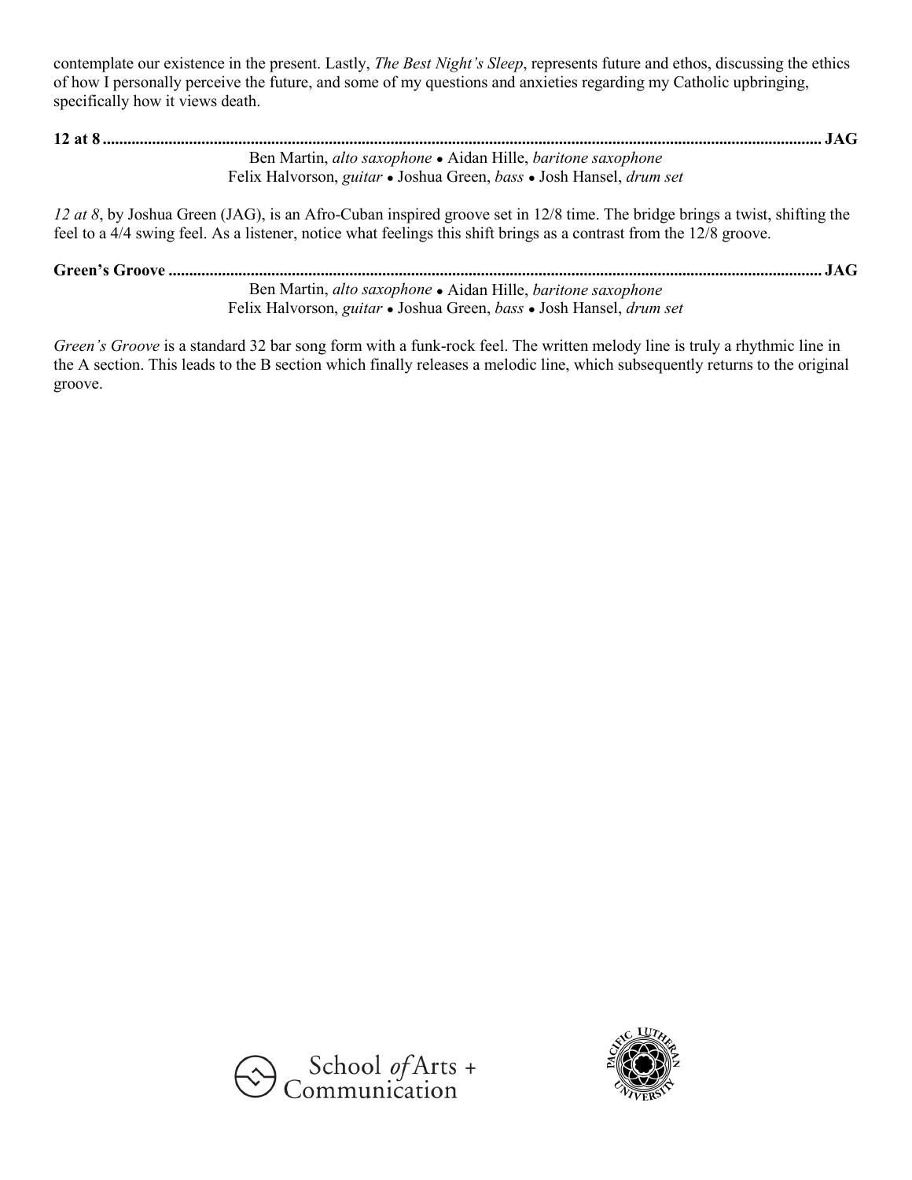contemplate our existence in the present. Lastly, *The Best Night's Sleep*, represents future and ethos, discussing the ethics of how I personally perceive the future, and some of my questions and anxieties regarding my Catholic upbringing, specifically how it views death.

**12 at 8 .............................................................................................................................................................. JAG**

Ben Martin, *alto saxophone* • Aidan Hille, *baritone saxophone*
Felix Halvorson, *guitar* • Joshua Green, *bass* • Josh Hansel, *drum set*

*12 at 8*, by Joshua Green (JAG), is an Afro-Cuban inspired groove set in 12/8 time. The bridge brings a twist, shifting the feel to a 4/4 swing feel. As a listener, notice what feelings this shift brings as a contrast from the 12/8 groove.

**Green's Groove ................................................................................................................................................ JAG**

Ben Martin, *alto saxophone* • Aidan Hille, *baritone saxophone*
Felix Halvorson, *guitar* • Joshua Green, *bass* • Josh Hansel, *drum set*

*Green's Groove* is a standard 32 bar song form with a funk-rock feel. The written melody line is truly a rhythmic line in the A section. This leads to the B section which finally releases a melodic line, which subsequently returns to the original groove.

School *of* Arts + Communication

Pacific Lutheran University